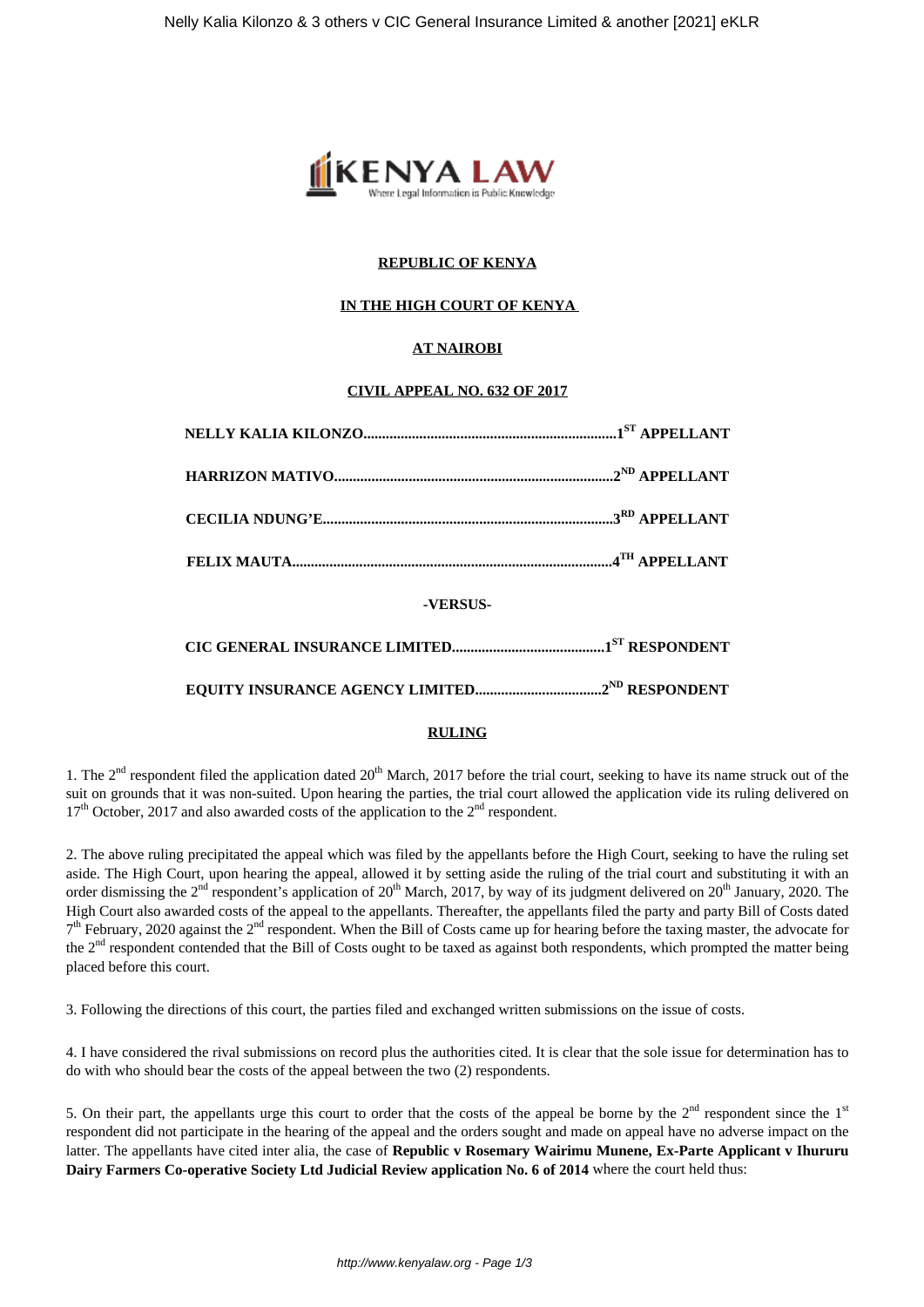**REPUBLIC OF KENYA**

**IN THE HIGH COURT OF KENYA**

**AT NAIROBI**

**CIVIL APPEAL NO. 632 OF 2017**

**NELLY KALIA KILONZO....................................................................1ST APPELLANT**

**HARRIZON MATIVO..........................................................................2ND APPELLANT**

**CECILIA NDUNG'E.............................................................................3RD APPELLANT**

**FELIX MAUTA......................................................................................4TH APPELLANT**

**-VERSUS-**

**CIC GENERAL INSURANCE LIMITED.........................................1ST RESPONDENT**

**EQUITY INSURANCE AGENCY LIMITED..................................2ND RESPONDENT**

**RULING**

1. The 2nd respondent filed the application dated 20th March, 2017 before the trial court, seeking to have its name struck out of the suit on grounds that it was non-suited. Upon hearing the parties, the trial court allowed the application vide its ruling delivered on 17th October, 2017 and also awarded costs of the application to the 2nd respondent.

2. The above ruling precipitated the appeal which was filed by the appellants before the High Court, seeking to have the ruling set aside. The High Court, upon hearing the appeal, allowed it by setting aside the ruling of the trial court and substituting it with an order dismissing the 2nd respondent's application of 20th March, 2017, by way of its judgment delivered on 20th January, 2020. The High Court also awarded costs of the appeal to the appellants. Thereafter, the appellants filed the party and party Bill of Costs dated 7th February, 2020 against the 2nd respondent. When the Bill of Costs came up for hearing before the taxing master, the advocate for the 2nd respondent contended that the Bill of Costs ought to be taxed as against both respondents, which prompted the matter being placed before this court.

3. Following the directions of this court, the parties filed and exchanged written submissions on the issue of costs.

4. I have considered the rival submissions on record plus the authorities cited. It is clear that the sole issue for determination has to do with who should bear the costs of the appeal between the two (2) respondents.

5. On their part, the appellants urge this court to order that the costs of the appeal be borne by the 2nd respondent since the 1st respondent did not participate in the hearing of the appeal and the orders sought and made on appeal have no adverse impact on the latter. The appellants have cited inter alia, the case of **Republic v Rosemary Wairimu Munene, Ex-Parte Applicant v Ihururu Dairy Farmers Co-operative Society Ltd Judicial Review application No. 6 of 2014** where the court held thus: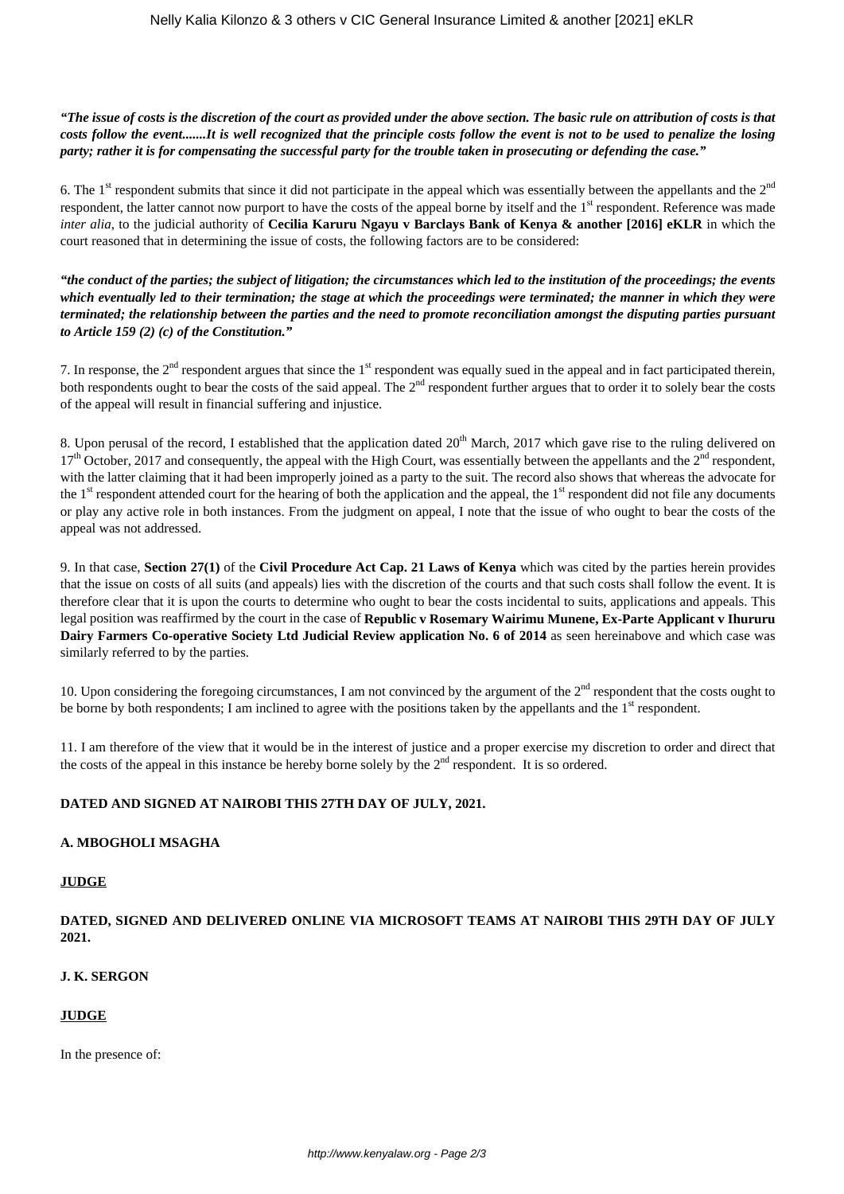***"The issue of costs is the discretion of the court as provided under the above section. The basic rule on attribution of costs is that costs follow the event.......It is well recognized that the principle costs follow the event is not to be used to penalize the losing party; rather it is for compensating the successful party for the trouble taken in prosecuting or defending the case."***

6. The 1st respondent submits that since it did not participate in the appeal which was essentially between the appellants and the 2nd respondent, the latter cannot now purport to have the costs of the appeal borne by itself and the 1st respondent. Reference was made *inter alia*, to the judicial authority of **Cecilia Karuru Ngayu v Barclays Bank of Kenya & another [2016] eKLR** in which the court reasoned that in determining the issue of costs, the following factors are to be considered:

***"the conduct of the parties; the subject of litigation; the circumstances which led to the institution of the proceedings; the events which eventually led to their termination; the stage at which the proceedings were terminated; the manner in which they were terminated; the relationship between the parties and the need to promote reconciliation amongst the disputing parties pursuant to Article 159 (2) (c) of the Constitution."***

7. In response, the 2nd respondent argues that since the 1st respondent was equally sued in the appeal and in fact participated therein, both respondents ought to bear the costs of the said appeal. The 2nd respondent further argues that to order it to solely bear the costs of the appeal will result in financial suffering and injustice.

8. Upon perusal of the record, I established that the application dated 20th March, 2017 which gave rise to the ruling delivered on 17th October, 2017 and consequently, the appeal with the High Court, was essentially between the appellants and the 2nd respondent, with the latter claiming that it had been improperly joined as a party to the suit. The record also shows that whereas the advocate for the 1st respondent attended court for the hearing of both the application and the appeal, the 1st respondent did not file any documents or play any active role in both instances. From the judgment on appeal, I note that the issue of who ought to bear the costs of the appeal was not addressed.

9. In that case, **Section 27(1)** of the **Civil Procedure Act Cap. 21 Laws of Kenya** which was cited by the parties herein provides that the issue on costs of all suits (and appeals) lies with the discretion of the courts and that such costs shall follow the event. It is therefore clear that it is upon the courts to determine who ought to bear the costs incidental to suits, applications and appeals. This legal position was reaffirmed by the court in the case of **Republic v Rosemary Wairimu Munene, Ex-Parte Applicant v Ihururu Dairy Farmers Co-operative Society Ltd Judicial Review application No. 6 of 2014** as seen hereinabove and which case was similarly referred to by the parties.

10. Upon considering the foregoing circumstances, I am not convinced by the argument of the 2nd respondent that the costs ought to be borne by both respondents; I am inclined to agree with the positions taken by the appellants and the 1st respondent.

11. I am therefore of the view that it would be in the interest of justice and a proper exercise my discretion to order and direct that the costs of the appeal in this instance be hereby borne solely by the 2nd respondent. It is so ordered.

**DATED AND SIGNED AT NAIROBI THIS 27TH DAY OF JULY, 2021.**

**A. MBOGHOLI MSAGHA**

**JUDGE**

**DATED, SIGNED AND DELIVERED ONLINE VIA MICROSOFT TEAMS AT NAIROBI THIS 29TH DAY OF JULY 2021.**

**J. K. SERGON**

**JUDGE**

In the presence of: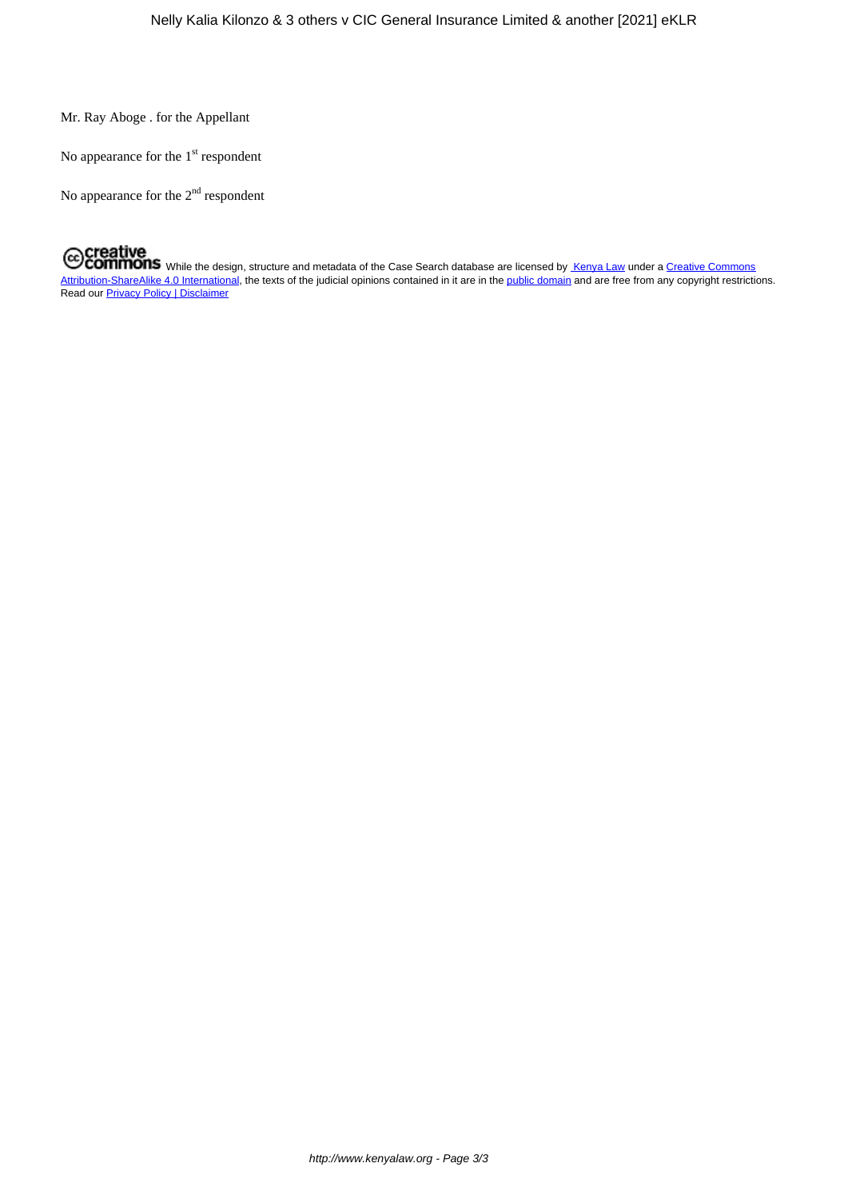Mr. Ray Aboge . for the Appellant

No appearance for the 1st respondent

No appearance for the 2nd respondent

While the design, structure and metadata of the Case Search database are licensed by Kenya Law under a Creative Commons Attribution-ShareAlike 4.0 International, the texts of the judicial opinions contained in it are in the public domain and are free from any copyright restrictions. Read our Privacy Policy | Disclaimer